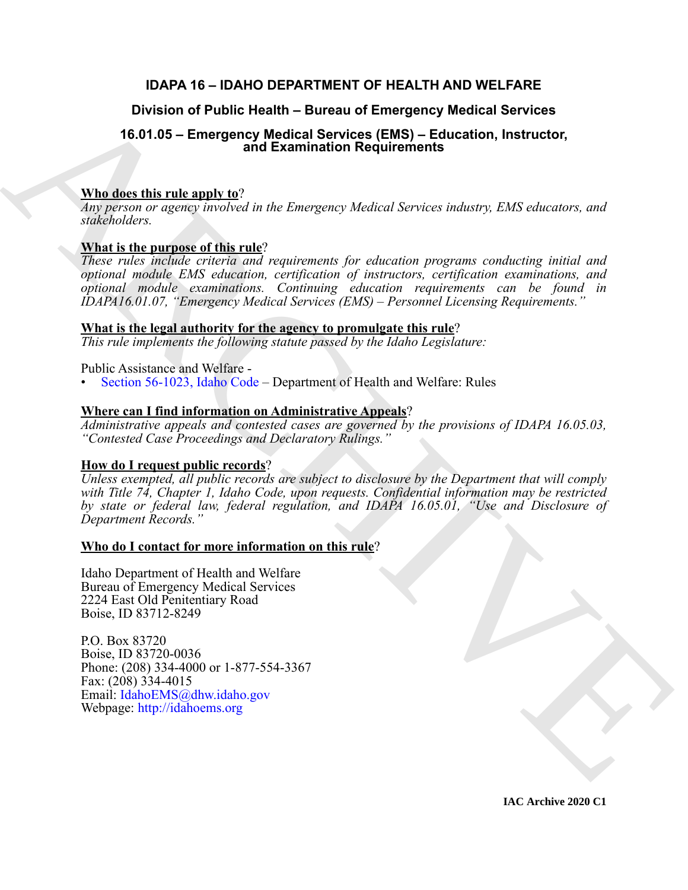# IDAPA 16 – IDAHO DEPARTMENT OF HEALTH AND WELFARE

## Division of Public Health – Bureau of Emergency Medical Services

## 16.01.05 – Emergency Medical Services (EMS) – Education, Instructor, and Examination Requirements

**Who does this rule apply to**?

*Any person or agency involved in the Emergency Medical Services industry, EMS educators, and stakeholders.*

**What is the purpose of this rule**?

*These rules include criteria and requirements for education programs conducting initial and optional module EMS education, certification of instructors, certification examinations, and optional module examinations. Continuing education requirements can be found in IDAPA16.01.07, "Emergency Medical Services (EMS) – Personnel Licensing Requirements."*

**What is the legal authority for the agency to promulgate this rule**?

*This rule implements the following statute passed by the Idaho Legislature:*

Public Assistance and Welfare -

- Section 56-1023, Idaho Code – Department of Health and Welfare: Rules

**Where can I find information on Administrative Appeals**?

*Administrative appeals and contested cases are governed by the provisions of IDAPA 16.05.03, "Contested Case Proceedings and Declaratory Rulings."*

**How do I request public records**?

*Unless exempted, all public records are subject to disclosure by the Department that will comply with Title 74, Chapter 1, Idaho Code, upon requests. Confidential information may be restricted by state or federal law, federal regulation, and IDAPA 16.05.01, "Use and Disclosure of Department Records."*

**Who do I contact for more information on this rule**?

Idaho Department of Health and Welfare
Bureau of Emergency Medical Services
2224 East Old Penitentiary Road
Boise, ID 83712-8249

P.O. Box 83720
Boise, ID 83720-0036
Phone: (208) 334-4000 or 1-877-554-3367
Fax: (208) 334-4015
Email: IdahoEMS@dhw.idaho.gov
Webpage: http://idahoems.org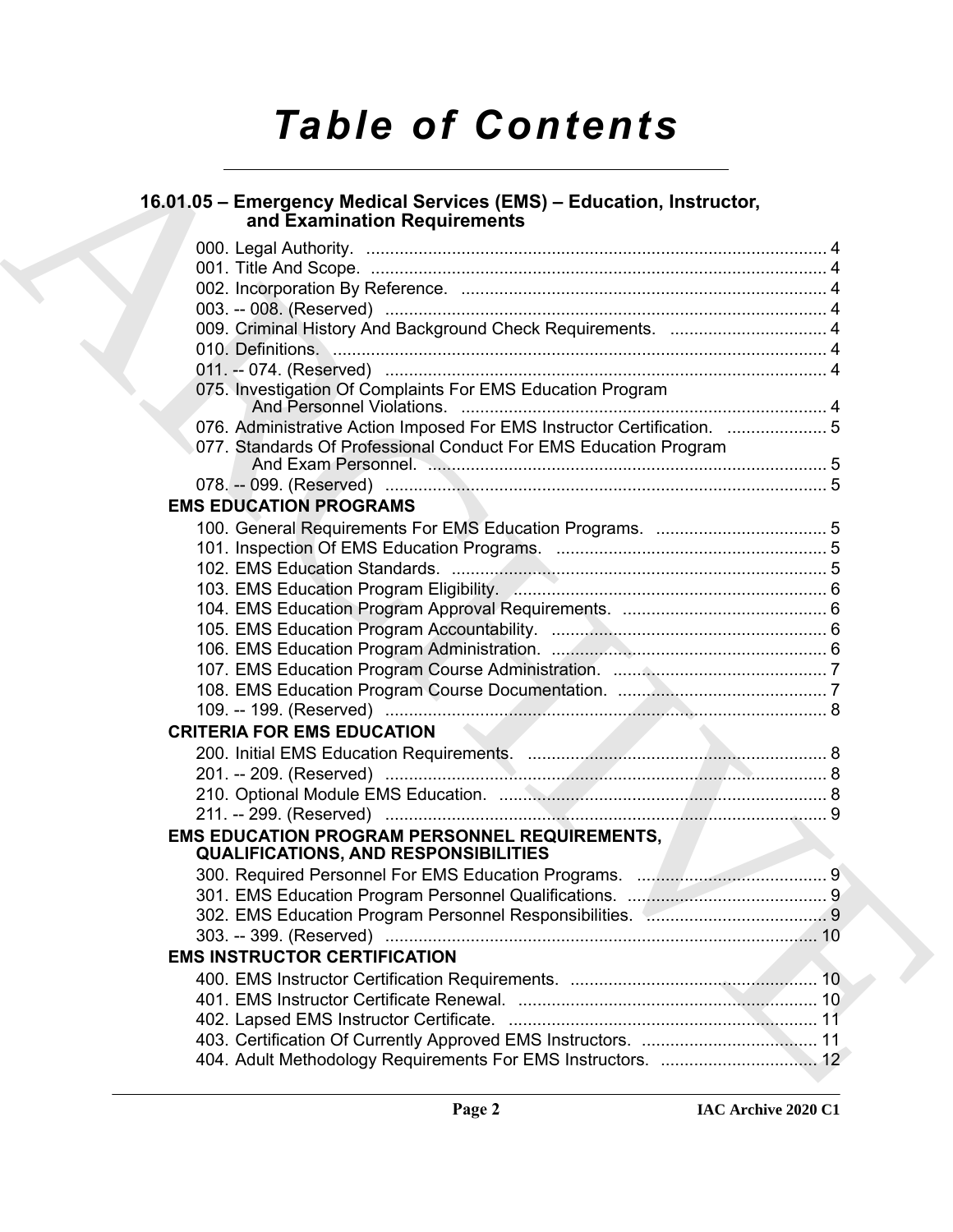# Table of Contents

## 16.01.05 – Emergency Medical Services (EMS) – Education, Instructor, and Examination Requirements

000. Legal Authority. ... 4
001. Title And Scope. ... 4
002. Incorporation By Reference. ... 4
003. -- 008. (Reserved) ... 4
009. Criminal History And Background Check Requirements. ... 4
010. Definitions. ... 4
011. -- 074. (Reserved) ... 4
075. Investigation Of Complaints For EMS Education Program And Personnel Violations. ... 4
076. Administrative Action Imposed For EMS Instructor Certification. ... 5
077. Standards Of Professional Conduct For EMS Education Program And Exam Personnel. ... 5
078. -- 099. (Reserved) ... 5

### EMS EDUCATION PROGRAMS

100. General Requirements For EMS Education Programs. ... 5
101. Inspection Of EMS Education Programs. ... 5
102. EMS Education Standards. ... 5
103. EMS Education Program Eligibility. ... 6
104. EMS Education Program Approval Requirements. ... 6
105. EMS Education Program Accountability. ... 6
106. EMS Education Program Administration. ... 6
107. EMS Education Program Course Administration. ... 7
108. EMS Education Program Course Documentation. ... 7
109. -- 199. (Reserved) ... 8

### CRITERIA FOR EMS EDUCATION

200. Initial EMS Education Requirements. ... 8
201. -- 209. (Reserved) ... 8
210. Optional Module EMS Education. ... 8
211. -- 299. (Reserved) ... 9

### EMS EDUCATION PROGRAM PERSONNEL REQUIREMENTS, QUALIFICATIONS, AND RESPONSIBILITIES

300. Required Personnel For EMS Education Programs. ... 9
301. EMS Education Program Personnel Qualifications. ... 9
302. EMS Education Program Personnel Responsibilities. ... 9
303. -- 399. (Reserved) ... 10

### EMS INSTRUCTOR CERTIFICATION

400. EMS Instructor Certification Requirements. ... 10
401. EMS Instructor Certificate Renewal. ... 10
402. Lapsed EMS Instructor Certificate. ... 11
403. Certification Of Currently Approved EMS Instructors. ... 11
404. Adult Methodology Requirements For EMS Instructors. ... 12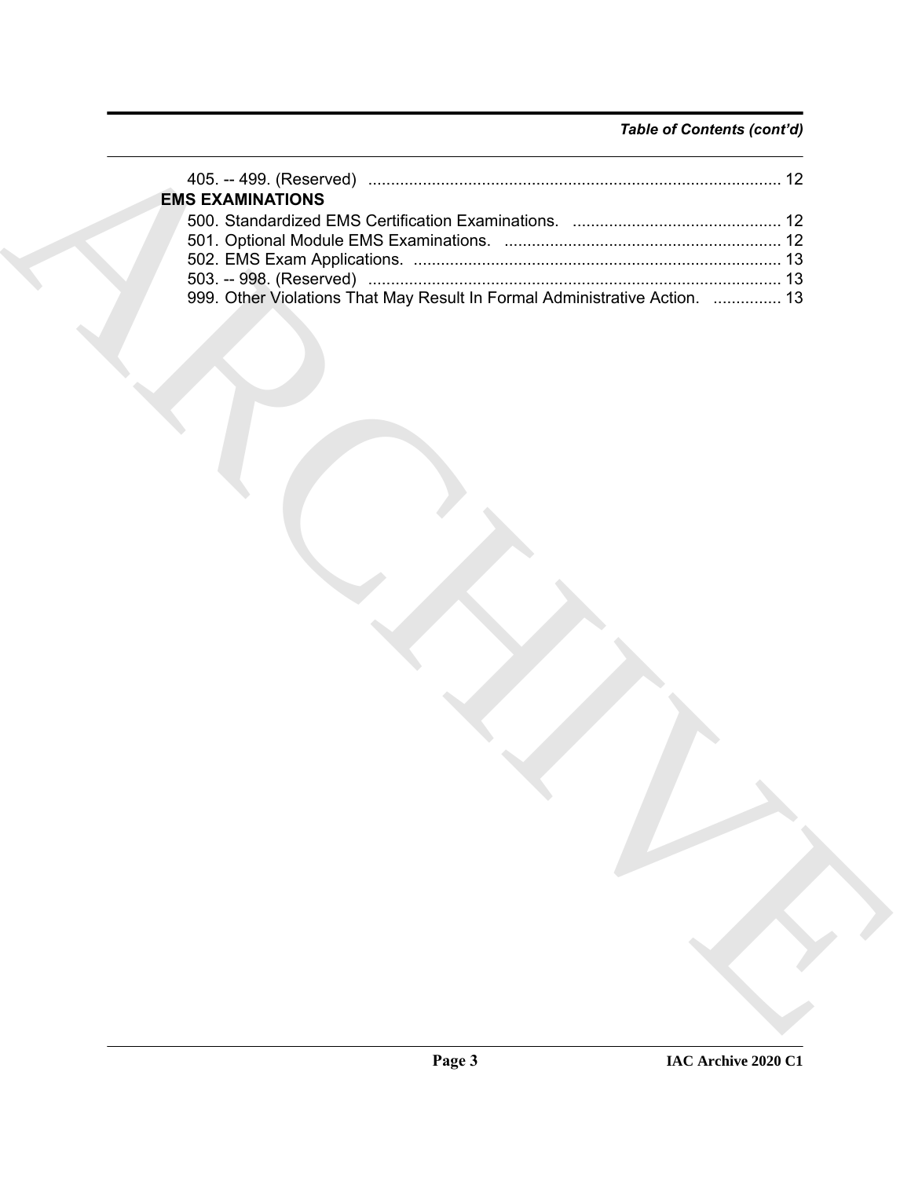*Table of Contents (cont'd)*

405. -- 499. (Reserved) ........................................................................................ 12

**EMS EXAMINATIONS**

500. Standardized EMS Certification Examinations. ............................................. 12
501. Optional Module EMS Examinations. ............................................................ 12
502. EMS Exam Applications. ................................................................................ 13
503. -- 998. (Reserved) ........................................................................................ 13
999. Other Violations That May Result In Formal Administrative Action. .............. 13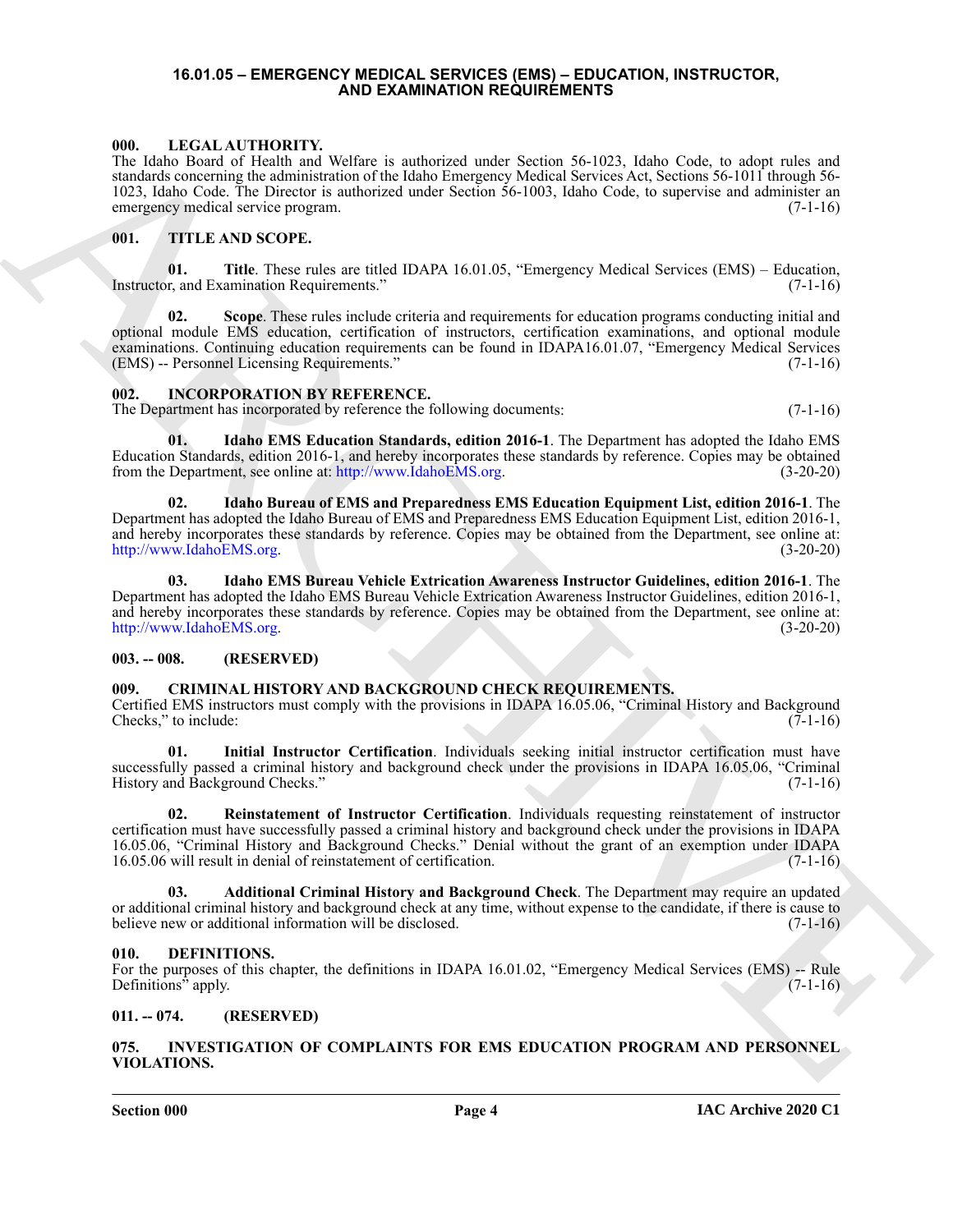# 16.01.05 – EMERGENCY MEDICAL SERVICES (EMS) – EDUCATION, INSTRUCTOR, AND EXAMINATION REQUIREMENTS

## 000. LEGAL AUTHORITY.

The Idaho Board of Health and Welfare is authorized under Section 56-1023, Idaho Code, to adopt rules and standards concerning the administration of the Idaho Emergency Medical Services Act, Sections 56-1011 through 56-1023, Idaho Code. The Director is authorized under Section 56-1003, Idaho Code, to supervise and administer an emergency medical service program. (7-1-16)

## 001. TITLE AND SCOPE.

**01. Title**. These rules are titled IDAPA 16.01.05, "Emergency Medical Services (EMS) – Education, Instructor, and Examination Requirements." (7-1-16)

**02. Scope**. These rules include criteria and requirements for education programs conducting initial and optional module EMS education, certification of instructors, certification examinations, and optional module examinations. Continuing education requirements can be found in IDAPA16.01.07, "Emergency Medical Services (EMS) -- Personnel Licensing Requirements." (7-1-16)

## 002. INCORPORATION BY REFERENCE.

The Department has incorporated by reference the following documents: (7-1-16)

**01. Idaho EMS Education Standards, edition 2016-1**. The Department has adopted the Idaho EMS Education Standards, edition 2016-1, and hereby incorporates these standards by reference. Copies may be obtained from the Department, see online at: http://www.IdahoEMS.org. (3-20-20)

**02. Idaho Bureau of EMS and Preparedness EMS Education Equipment List, edition 2016-1**. The Department has adopted the Idaho Bureau of EMS and Preparedness EMS Education Equipment List, edition 2016-1, and hereby incorporates these standards by reference. Copies may be obtained from the Department, see online at: http://www.IdahoEMS.org. (3-20-20)

**03. Idaho EMS Bureau Vehicle Extrication Awareness Instructor Guidelines, edition 2016-1**. The Department has adopted the Idaho EMS Bureau Vehicle Extrication Awareness Instructor Guidelines, edition 2016-1, and hereby incorporates these standards by reference. Copies may be obtained from the Department, see online at: http://www.IdahoEMS.org. (3-20-20)

## 003. -- 008. (RESERVED)

## 009. CRIMINAL HISTORY AND BACKGROUND CHECK REQUIREMENTS.

Certified EMS instructors must comply with the provisions in IDAPA 16.05.06, "Criminal History and Background Checks," to include: (7-1-16)

**01. Initial Instructor Certification**. Individuals seeking initial instructor certification must have successfully passed a criminal history and background check under the provisions in IDAPA 16.05.06, "Criminal History and Background Checks." (7-1-16)

**02. Reinstatement of Instructor Certification**. Individuals requesting reinstatement of instructor certification must have successfully passed a criminal history and background check under the provisions in IDAPA 16.05.06, "Criminal History and Background Checks." Denial without the grant of an exemption under IDAPA 16.05.06 will result in denial of reinstatement of certification. (7-1-16)

**03. Additional Criminal History and Background Check**. The Department may require an updated or additional criminal history and background check at any time, without expense to the candidate, if there is cause to believe new or additional information will be disclosed. (7-1-16)

## 010. DEFINITIONS.

For the purposes of this chapter, the definitions in IDAPA 16.01.02, "Emergency Medical Services (EMS) -- Rule Definitions" apply. (7-1-16)

## 011. -- 074. (RESERVED)

## 075. INVESTIGATION OF COMPLAINTS FOR EMS EDUCATION PROGRAM AND PERSONNEL VIOLATIONS.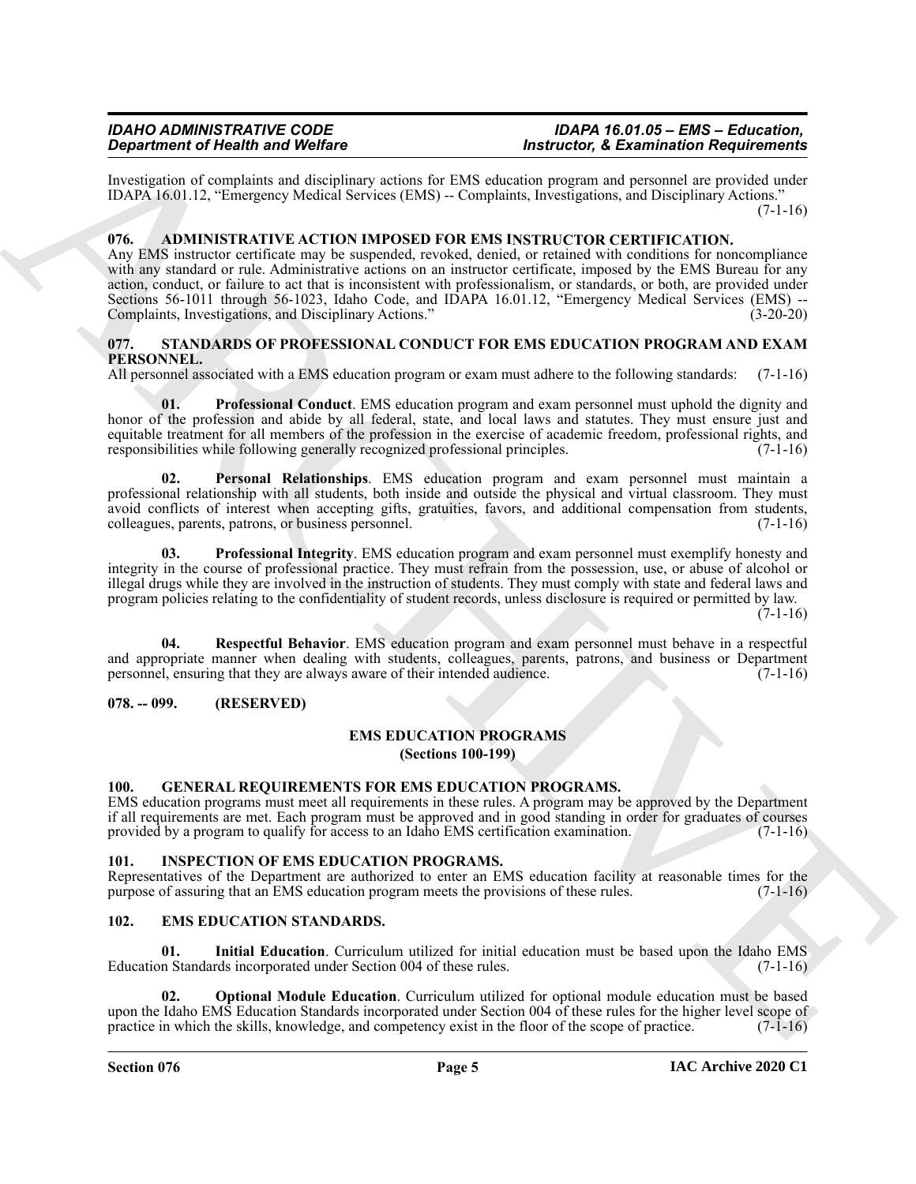Investigation of complaints and disciplinary actions for EMS education program and personnel are provided under IDAPA 16.01.12, "Emergency Medical Services (EMS) -- Complaints, Investigations, and Disciplinary Actions." (7-1-16)

### 076. ADMINISTRATIVE ACTION IMPOSED FOR EMS INSTRUCTOR CERTIFICATION.

Any EMS instructor certificate may be suspended, revoked, denied, or retained with conditions for noncompliance with any standard or rule. Administrative actions on an instructor certificate, imposed by the EMS Bureau for any action, conduct, or failure to act that is inconsistent with professionalism, or standards, or both, are provided under Sections 56-1011 through 56-1023, Idaho Code, and IDAPA 16.01.12, "Emergency Medical Services (EMS) -- Complaints, Investigations, and Disciplinary Actions." (3-20-20)

### 077. STANDARDS OF PROFESSIONAL CONDUCT FOR EMS EDUCATION PROGRAM AND EXAM PERSONNEL.

All personnel associated with a EMS education program or exam must adhere to the following standards: (7-1-16)

**01. Professional Conduct**. EMS education program and exam personnel must uphold the dignity and honor of the profession and abide by all federal, state, and local laws and statutes. They must ensure just and equitable treatment for all members of the profession in the exercise of academic freedom, professional rights, and responsibilities while following generally recognized professional principles. (7-1-16)

**02. Personal Relationships**. EMS education program and exam personnel must maintain a professional relationship with all students, both inside and outside the physical and virtual classroom. They must avoid conflicts of interest when accepting gifts, gratuities, favors, and additional compensation from students, colleagues, parents, patrons, or business personnel. (7-1-16)

**03. Professional Integrity**. EMS education program and exam personnel must exemplify honesty and integrity in the course of professional practice. They must refrain from the possession, use, or abuse of alcohol or illegal drugs while they are involved in the instruction of students. They must comply with state and federal laws and program policies relating to the confidentiality of student records, unless disclosure is required or permitted by law. (7-1-16)

**04. Respectful Behavior**. EMS education program and exam personnel must behave in a respectful and appropriate manner when dealing with students, colleagues, parents, patrons, and business or Department personnel, ensuring that they are always aware of their intended audience. (7-1-16)

### 078. -- 099. (RESERVED)

## EMS EDUCATION PROGRAMS
**(Sections 100-199)**

### 100. GENERAL REQUIREMENTS FOR EMS EDUCATION PROGRAMS.

EMS education programs must meet all requirements in these rules. A program may be approved by the Department if all requirements are met. Each program must be approved and in good standing in order for graduates of courses provided by a program to qualify for access to an Idaho EMS certification examination. (7-1-16)

### 101. INSPECTION OF EMS EDUCATION PROGRAMS.

Representatives of the Department are authorized to enter an EMS education facility at reasonable times for the purpose of assuring that an EMS education program meets the provisions of these rules. (7-1-16)

### 102. EMS EDUCATION STANDARDS.

**01. Initial Education**. Curriculum utilized for initial education must be based upon the Idaho EMS Education Standards incorporated under Section 004 of these rules. (7-1-16)

**02. Optional Module Education**. Curriculum utilized for optional module education must be based upon the Idaho EMS Education Standards incorporated under Section 004 of these rules for the higher level scope of practice in which the skills, knowledge, and competency exist in the floor of the scope of practice. (7-1-16)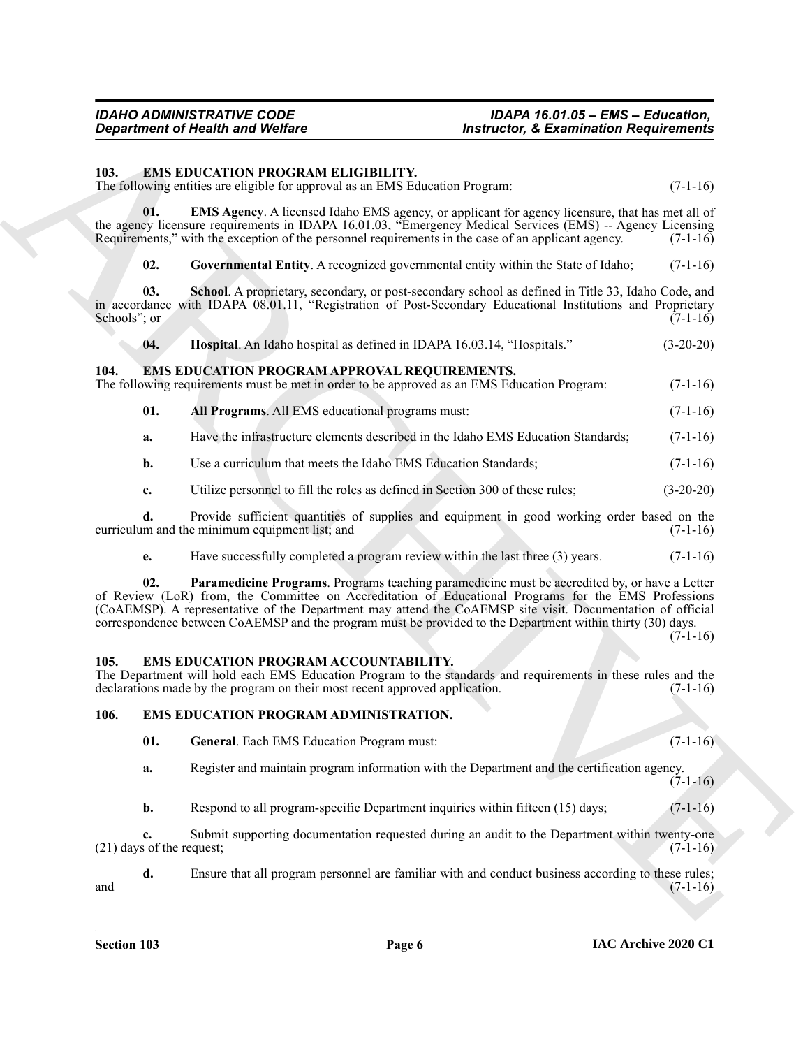## 103. EMS EDUCATION PROGRAM ELIGIBILITY.

The following entities are eligible for approval as an EMS Education Program: (7-1-16)

**01. EMS Agency**. A licensed Idaho EMS agency, or applicant for agency licensure, that has met all of the agency licensure requirements in IDAPA 16.01.03, "Emergency Medical Services (EMS) -- Agency Licensing Requirements," with the exception of the personnel requirements in the case of an applicant agency. (7-1-16)

**02. Governmental Entity**. A recognized governmental entity within the State of Idaho; (7-1-16)

**03. School**. A proprietary, secondary, or post-secondary school as defined in Title 33, Idaho Code, and in accordance with IDAPA 08.01.11, "Registration of Post-Secondary Educational Institutions and Proprietary Schools"; or (7-1-16)

**04. Hospital**. An Idaho hospital as defined in IDAPA 16.03.14, "Hospitals." (3-20-20)

## 104. EMS EDUCATION PROGRAM APPROVAL REQUIREMENTS.

The following requirements must be met in order to be approved as an EMS Education Program: (7-1-16)

**01. All Programs**. All EMS educational programs must: (7-1-16)

**a.** Have the infrastructure elements described in the Idaho EMS Education Standards; (7-1-16)

**b.** Use a curriculum that meets the Idaho EMS Education Standards; (7-1-16)

**c.** Utilize personnel to fill the roles as defined in Section 300 of these rules; (3-20-20)

**d.** Provide sufficient quantities of supplies and equipment in good working order based on the curriculum and the minimum equipment list; and (7-1-16)

**e.** Have successfully completed a program review within the last three (3) years. (7-1-16)

**02. Paramedicine Programs**. Programs teaching paramedicine must be accredited by, or have a Letter of Review (LoR) from, the Committee on Accreditation of Educational Programs for the EMS Professions (CoAEMSP). A representative of the Department may attend the CoAEMSP site visit. Documentation of official correspondence between CoAEMSP and the program must be provided to the Department within thirty (30) days. (7-1-16)

## 105. EMS EDUCATION PROGRAM ACCOUNTABILITY.

The Department will hold each EMS Education Program to the standards and requirements in these rules and the declarations made by the program on their most recent approved application. (7-1-16)

## 106. EMS EDUCATION PROGRAM ADMINISTRATION.

**01. General**. Each EMS Education Program must: (7-1-16)

**a.** Register and maintain program information with the Department and the certification agency. (7-1-16)

**b.** Respond to all program-specific Department inquiries within fifteen (15) days; (7-1-16)

**c.** Submit supporting documentation requested during an audit to the Department within twenty-one (21) days of the request; (7-1-16)

**d.** Ensure that all program personnel are familiar with and conduct business according to these rules; and (7-1-16)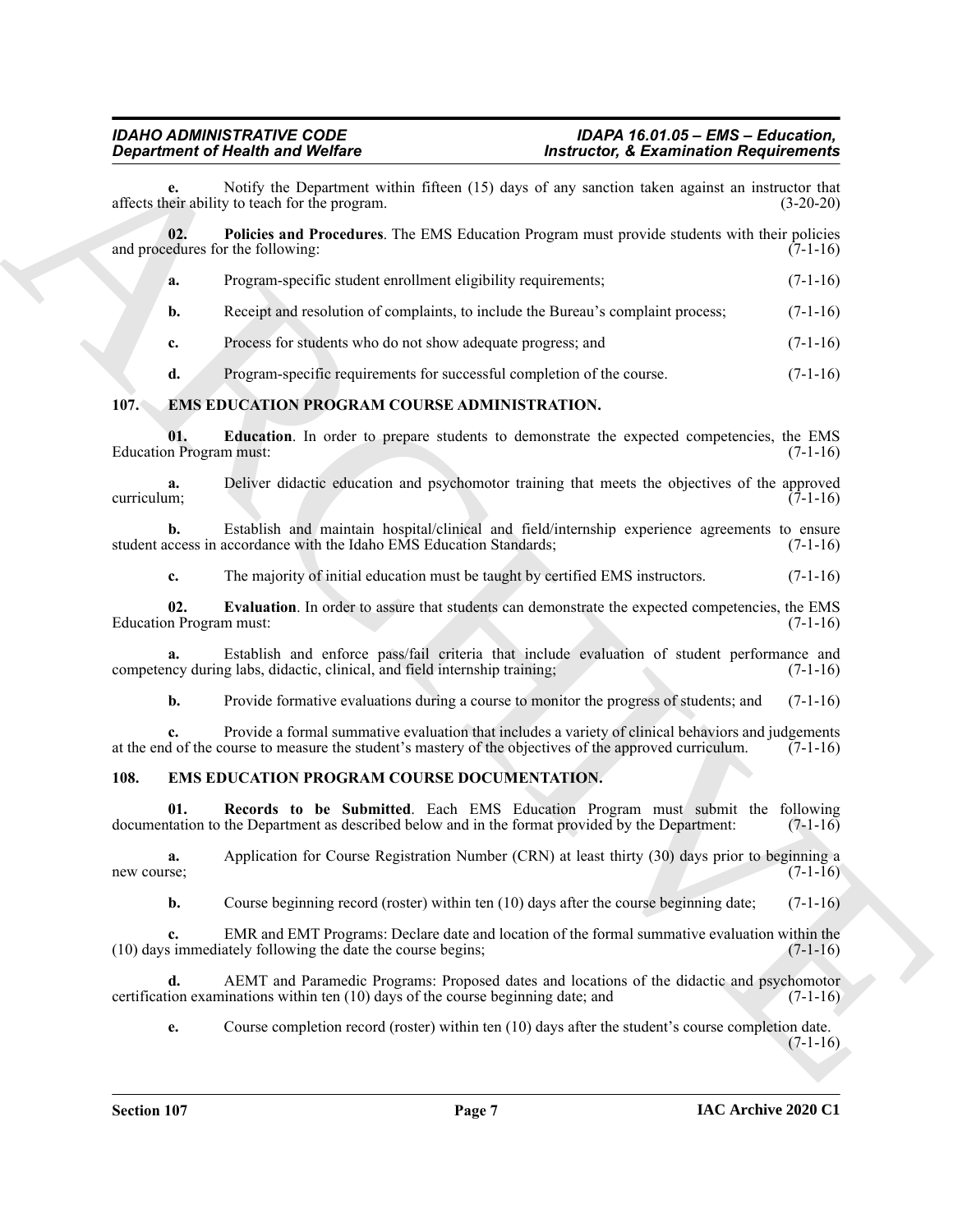**e.** Notify the Department within fifteen (15) days of any sanction taken against an instructor that affects their ability to teach for the program. (3-20-20)

**02. Policies and Procedures**. The EMS Education Program must provide students with their policies and procedures for the following: (7-1-16)

**a.** Program-specific student enrollment eligibility requirements; (7-1-16)

**b.** Receipt and resolution of complaints, to include the Bureau's complaint process; (7-1-16)

**c.** Process for students who do not show adequate progress; and (7-1-16)

**d.** Program-specific requirements for successful completion of the course. (7-1-16)

## 107. EMS EDUCATION PROGRAM COURSE ADMINISTRATION.

**01. Education**. In order to prepare students to demonstrate the expected competencies, the EMS Education Program must: (7-1-16)

**a.** Deliver didactic education and psychomotor training that meets the objectives of the approved curriculum; (7-1-16)

**b.** Establish and maintain hospital/clinical and field/internship experience agreements to ensure student access in accordance with the Idaho EMS Education Standards; (7-1-16)

**c.** The majority of initial education must be taught by certified EMS instructors. (7-1-16)

**02. Evaluation**. In order to assure that students can demonstrate the expected competencies, the EMS Education Program must: (7-1-16)

**a.** Establish and enforce pass/fail criteria that include evaluation of student performance and competency during labs, didactic, clinical, and field internship training; (7-1-16)

**b.** Provide formative evaluations during a course to monitor the progress of students; and (7-1-16)

**c.** Provide a formal summative evaluation that includes a variety of clinical behaviors and judgements at the end of the course to measure the student's mastery of the objectives of the approved curriculum. (7-1-16)

## 108. EMS EDUCATION PROGRAM COURSE DOCUMENTATION.

**01. Records to be Submitted**. Each EMS Education Program must submit the following documentation to the Department as described below and in the format provided by the Department: (7-1-16)

**a.** Application for Course Registration Number (CRN) at least thirty (30) days prior to beginning a new course; (7-1-16)

**b.** Course beginning record (roster) within ten (10) days after the course beginning date; (7-1-16)

**c.** EMR and EMT Programs: Declare date and location of the formal summative evaluation within the (10) days immediately following the date the course begins; (7-1-16)

**d.** AEMT and Paramedic Programs: Proposed dates and locations of the didactic and psychomotor certification examinations within ten (10) days of the course beginning date; and (7-1-16)

**e.** Course completion record (roster) within ten (10) days after the student's course completion date. (7-1-16)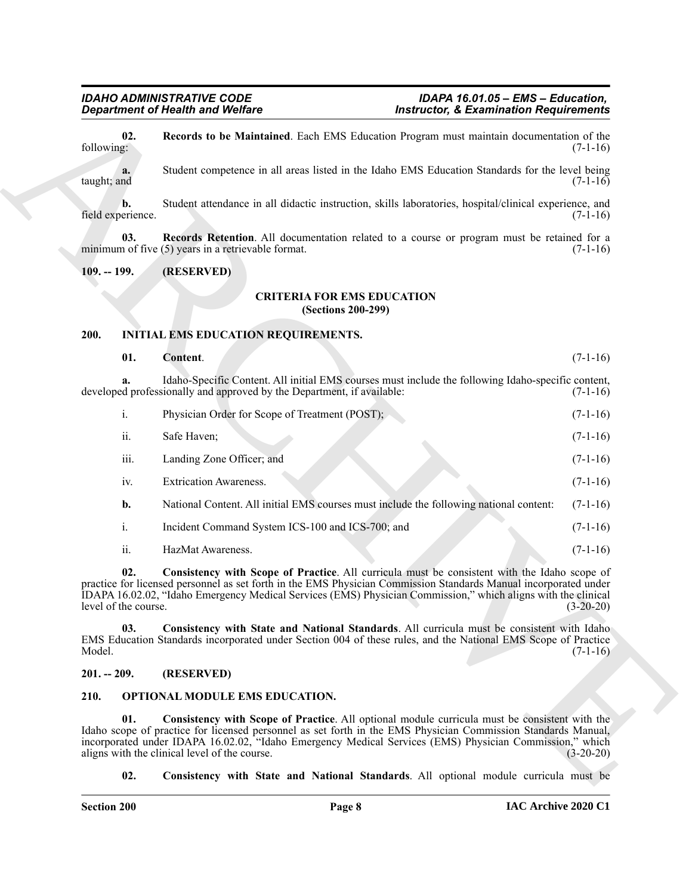**02. Records to be Maintained**. Each EMS Education Program must maintain documentation of the following: (7-1-16)

**a.** Student competence in all areas listed in the Idaho EMS Education Standards for the level being taught; and (7-1-16)

**b.** Student attendance in all didactic instruction, skills laboratories, hospital/clinical experience, and field experience. (7-1-16)

**03. Records Retention**. All documentation related to a course or program must be retained for a minimum of five (5) years in a retrievable format. (7-1-16)

## 109. -- 199. (RESERVED)

## CRITERIA FOR EMS EDUCATION
### (Sections 200-299)

## 200. INITIAL EMS EDUCATION REQUIREMENTS.

**01. Content**. (7-1-16)

**a.** Idaho-Specific Content. All initial EMS courses must include the following Idaho-specific content, developed professionally and approved by the Department, if available: (7-1-16)

i. Physician Order for Scope of Treatment (POST); (7-1-16)

ii. Safe Haven; (7-1-16)

iii. Landing Zone Officer; and (7-1-16)

iv. Extrication Awareness. (7-1-16)

**b.** National Content. All initial EMS courses must include the following national content: (7-1-16)

i. Incident Command System ICS-100 and ICS-700; and (7-1-16)

ii. HazMat Awareness. (7-1-16)

**02. Consistency with Scope of Practice**. All curricula must be consistent with the Idaho scope of practice for licensed personnel as set forth in the EMS Physician Commission Standards Manual incorporated under IDAPA 16.02.02, "Idaho Emergency Medical Services (EMS) Physician Commission," which aligns with the clinical level of the course. (3-20-20)

**03. Consistency with State and National Standards**. All curricula must be consistent with Idaho EMS Education Standards incorporated under Section 004 of these rules, and the National EMS Scope of Practice Model. (7-1-16)

## 201. -- 209. (RESERVED)

## 210. OPTIONAL MODULE EMS EDUCATION.

**01. Consistency with Scope of Practice**. All optional module curricula must be consistent with the Idaho scope of practice for licensed personnel as set forth in the EMS Physician Commission Standards Manual, incorporated under IDAPA 16.02.02, "Idaho Emergency Medical Services (EMS) Physician Commission," which aligns with the clinical level of the course. (3-20-20)

**02. Consistency with State and National Standards**. All optional module curricula must be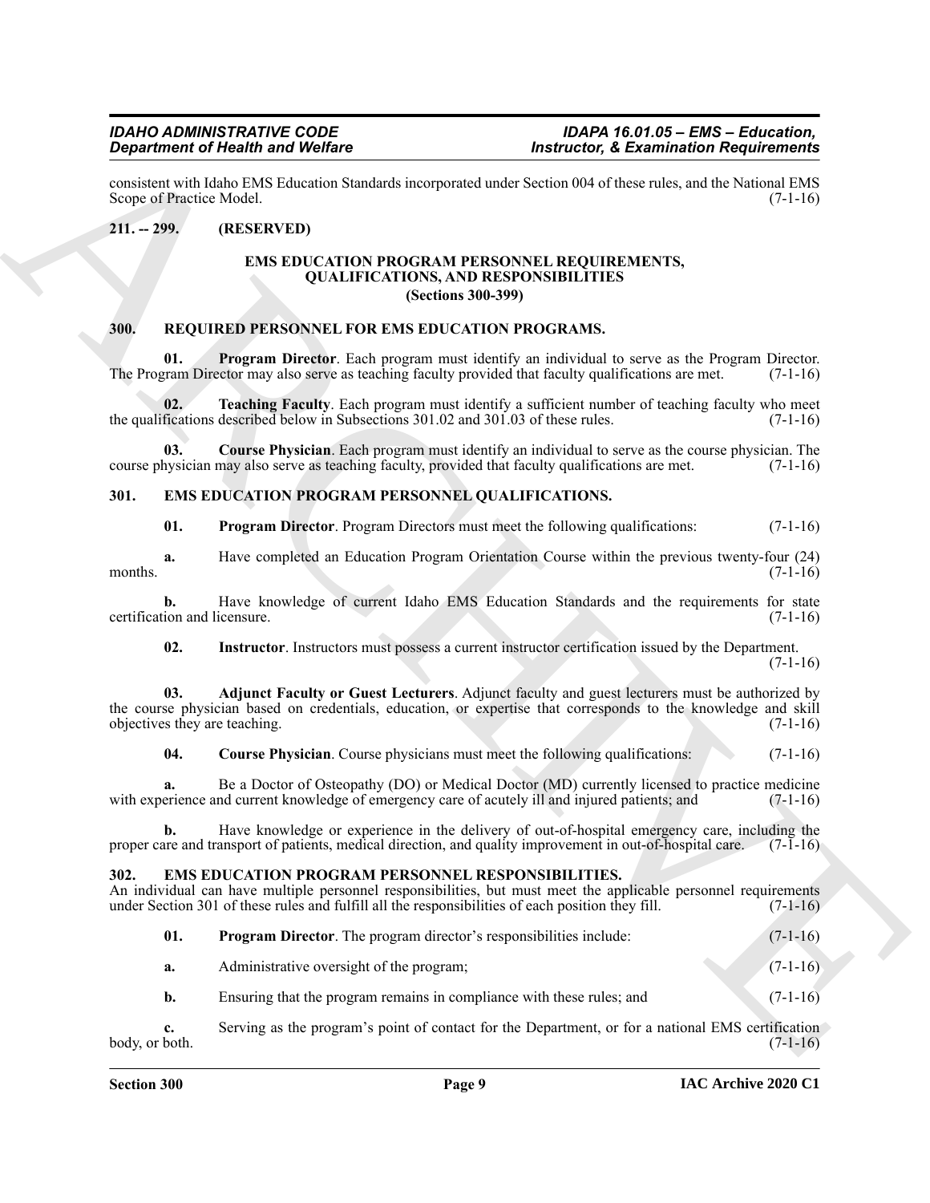consistent with Idaho EMS Education Standards incorporated under Section 004 of these rules, and the National EMS Scope of Practice Model. (7-1-16)

**211. -- 299. (RESERVED)**

## EMS EDUCATION PROGRAM PERSONNEL REQUIREMENTS, QUALIFICATIONS, AND RESPONSIBILITIES
### (Sections 300-399)

**300. REQUIRED PERSONNEL FOR EMS EDUCATION PROGRAMS.**

**01. Program Director**. Each program must identify an individual to serve as the Program Director. The Program Director may also serve as teaching faculty provided that faculty qualifications are met. (7-1-16)

**02. Teaching Faculty**. Each program must identify a sufficient number of teaching faculty who meet the qualifications described below in Subsections 301.02 and 301.03 of these rules. (7-1-16)

**03. Course Physician**. Each program must identify an individual to serve as the course physician. The course physician may also serve as teaching faculty, provided that faculty qualifications are met. (7-1-16)

**301. EMS EDUCATION PROGRAM PERSONNEL QUALIFICATIONS.**

**01. Program Director**. Program Directors must meet the following qualifications: (7-1-16)

**a.** Have completed an Education Program Orientation Course within the previous twenty-four (24) months. (7-1-16)

**b.** Have knowledge of current Idaho EMS Education Standards and the requirements for state certification and licensure. (7-1-16)

**02. Instructor**. Instructors must possess a current instructor certification issued by the Department. (7-1-16)

**03. Adjunct Faculty or Guest Lecturers**. Adjunct faculty and guest lecturers must be authorized by the course physician based on credentials, education, or expertise that corresponds to the knowledge and skill objectives they are teaching. (7-1-16)

**04. Course Physician**. Course physicians must meet the following qualifications: (7-1-16)

**a.** Be a Doctor of Osteopathy (DO) or Medical Doctor (MD) currently licensed to practice medicine with experience and current knowledge of emergency care of acutely ill and injured patients; and (7-1-16)

**b.** Have knowledge or experience in the delivery of out-of-hospital emergency care, including the proper care and transport of patients, medical direction, and quality improvement in out-of-hospital care. (7-1-16)

**302. EMS EDUCATION PROGRAM PERSONNEL RESPONSIBILITIES.**
An individual can have multiple personnel responsibilities, but must meet the applicable personnel requirements under Section 301 of these rules and fulfill all the responsibilities of each position they fill. (7-1-16)

**01. Program Director**. The program director's responsibilities include: (7-1-16)

**a.** Administrative oversight of the program; (7-1-16)

**b.** Ensuring that the program remains in compliance with these rules; and (7-1-16)

**c.** Serving as the program's point of contact for the Department, or for a national EMS certification body, or both. (7-1-16)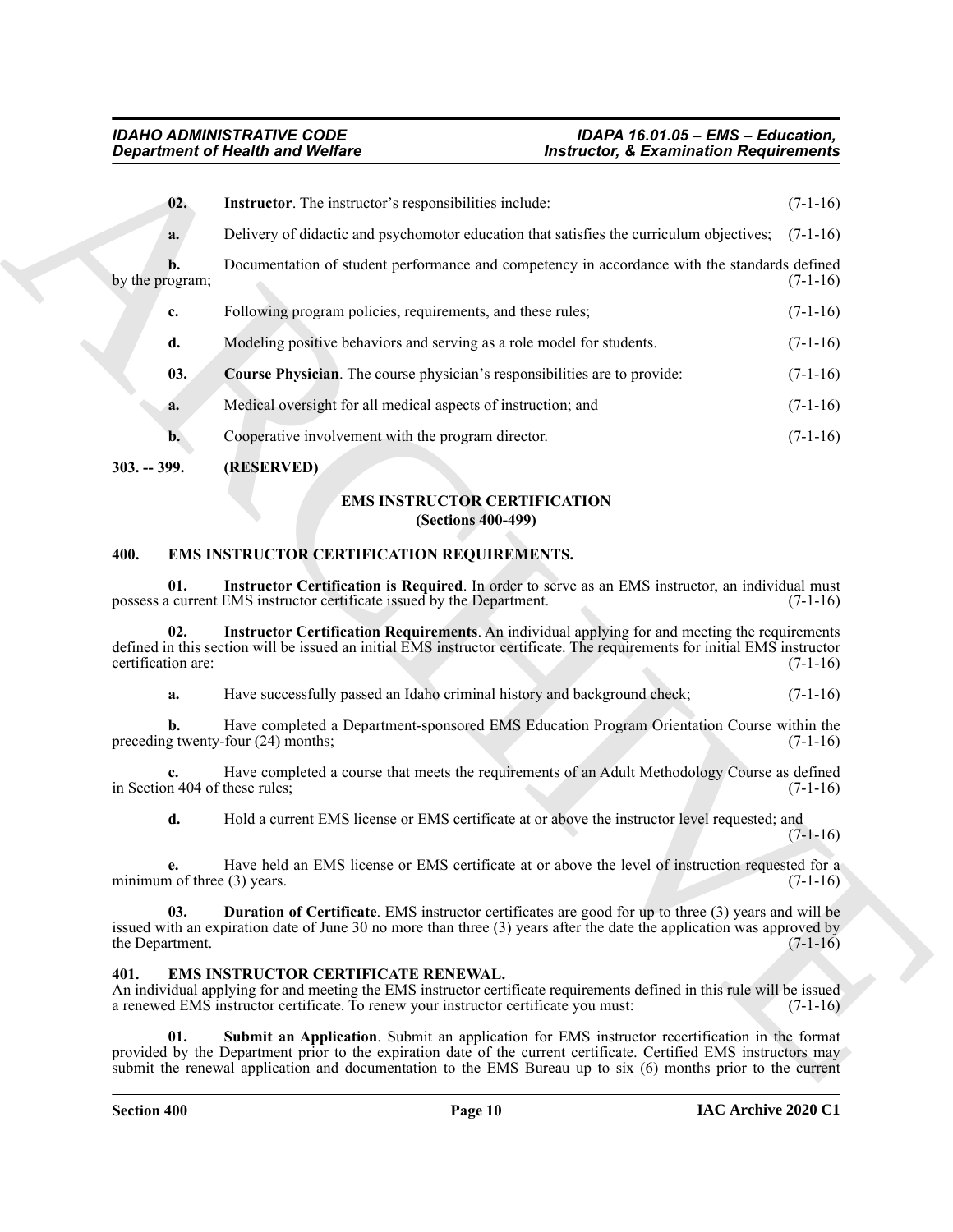**02. Instructor**. The instructor's responsibilities include: (7-1-16)

**a.** Delivery of didactic and psychomotor education that satisfies the curriculum objectives; (7-1-16)

**b.** Documentation of student performance and competency in accordance with the standards defined by the program; (7-1-16)

**c.** Following program policies, requirements, and these rules; (7-1-16)

**d.** Modeling positive behaviors and serving as a role model for students. (7-1-16)

**03. Course Physician**. The course physician's responsibilities are to provide: (7-1-16)

**a.** Medical oversight for all medical aspects of instruction; and (7-1-16)

**b.** Cooperative involvement with the program director. (7-1-16)

**303. -- 399. (RESERVED)**

## EMS INSTRUCTOR CERTIFICATION
### (Sections 400-499)

**400. EMS INSTRUCTOR CERTIFICATION REQUIREMENTS.**

**01. Instructor Certification is Required**. In order to serve as an EMS instructor, an individual must possess a current EMS instructor certificate issued by the Department. (7-1-16)

**02. Instructor Certification Requirements**. An individual applying for and meeting the requirements defined in this section will be issued an initial EMS instructor certificate. The requirements for initial EMS instructor certification are: (7-1-16)

**a.** Have successfully passed an Idaho criminal history and background check; (7-1-16)

**b.** Have completed a Department-sponsored EMS Education Program Orientation Course within the preceding twenty-four (24) months; (7-1-16)

**c.** Have completed a course that meets the requirements of an Adult Methodology Course as defined in Section 404 of these rules; (7-1-16)

**d.** Hold a current EMS license or EMS certificate at or above the instructor level requested; and (7-1-16)

**e.** Have held an EMS license or EMS certificate at or above the level of instruction requested for a minimum of three (3) years. (7-1-16)

**03. Duration of Certificate**. EMS instructor certificates are good for up to three (3) years and will be issued with an expiration date of June 30 no more than three (3) years after the date the application was approved by the Department. (7-1-16)

**401. EMS INSTRUCTOR CERTIFICATE RENEWAL.**

An individual applying for and meeting the EMS instructor certificate requirements defined in this rule will be issued a renewed EMS instructor certificate. To renew your instructor certificate you must: (7-1-16)

**01. Submit an Application**. Submit an application for EMS instructor recertification in the format provided by the Department prior to the expiration date of the current certificate. Certified EMS instructors may submit the renewal application and documentation to the EMS Bureau up to six (6) months prior to the current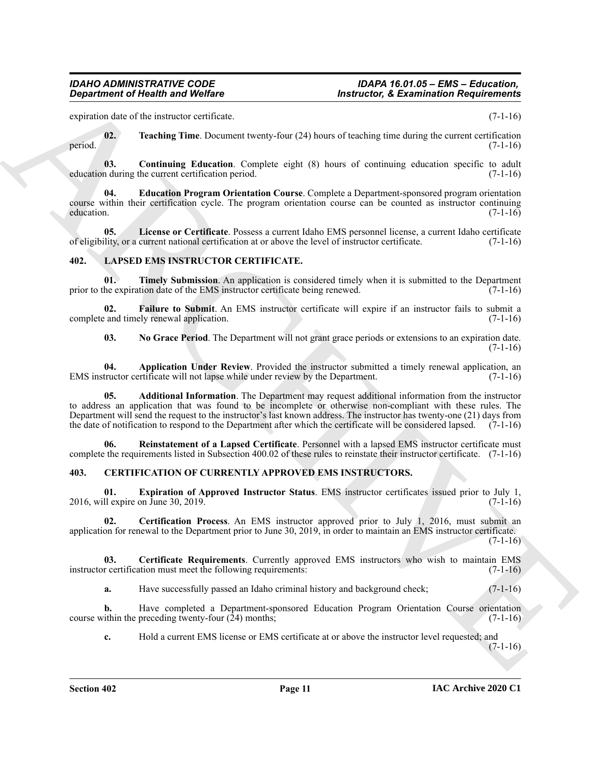expiration date of the instructor certificate. (7-1-16)

**02. Teaching Time**. Document twenty-four (24) hours of teaching time during the current certification period. (7-1-16)

**03. Continuing Education**. Complete eight (8) hours of continuing education specific to adult education during the current certification period. (7-1-16)

**04. Education Program Orientation Course**. Complete a Department-sponsored program orientation course within their certification cycle. The program orientation course can be counted as instructor continuing education. (7-1-16)

**05. License or Certificate**. Possess a current Idaho EMS personnel license, a current Idaho certificate of eligibility, or a current national certification at or above the level of instructor certificate. (7-1-16)

## 402. LAPSED EMS INSTRUCTOR CERTIFICATE.

**01. Timely Submission**. An application is considered timely when it is submitted to the Department prior to the expiration date of the EMS instructor certificate being renewed. (7-1-16)

**02. Failure to Submit**. An EMS instructor certificate will expire if an instructor fails to submit a complete and timely renewal application. (7-1-16)

**03. No Grace Period**. The Department will not grant grace periods or extensions to an expiration date. (7-1-16)

**04. Application Under Review**. Provided the instructor submitted a timely renewal application, an EMS instructor certificate will not lapse while under review by the Department. (7-1-16)

**05. Additional Information**. The Department may request additional information from the instructor to address an application that was found to be incomplete or otherwise non-compliant with these rules. The Department will send the request to the instructor's last known address. The instructor has twenty-one (21) days from the date of notification to respond to the Department after which the certificate will be considered lapsed. (7-1-16)

**06. Reinstatement of a Lapsed Certificate**. Personnel with a lapsed EMS instructor certificate must complete the requirements listed in Subsection 400.02 of these rules to reinstate their instructor certificate. (7-1-16)

## 403. CERTIFICATION OF CURRENTLY APPROVED EMS INSTRUCTORS.

**01. Expiration of Approved Instructor Status**. EMS instructor certificates issued prior to July 1, 2016, will expire on June 30, 2019. (7-1-16)

**02. Certification Process**. An EMS instructor approved prior to July 1, 2016, must submit an application for renewal to the Department prior to June 30, 2019, in order to maintain an EMS instructor certificate. (7-1-16)

**03. Certificate Requirements**. Currently approved EMS instructors who wish to maintain EMS instructor certification must meet the following requirements: (7-1-16)

**a.** Have successfully passed an Idaho criminal history and background check; (7-1-16)

**b.** Have completed a Department-sponsored Education Program Orientation Course orientation course within the preceding twenty-four (24) months; (7-1-16)

**c.** Hold a current EMS license or EMS certificate at or above the instructor level requested; and (7-1-16)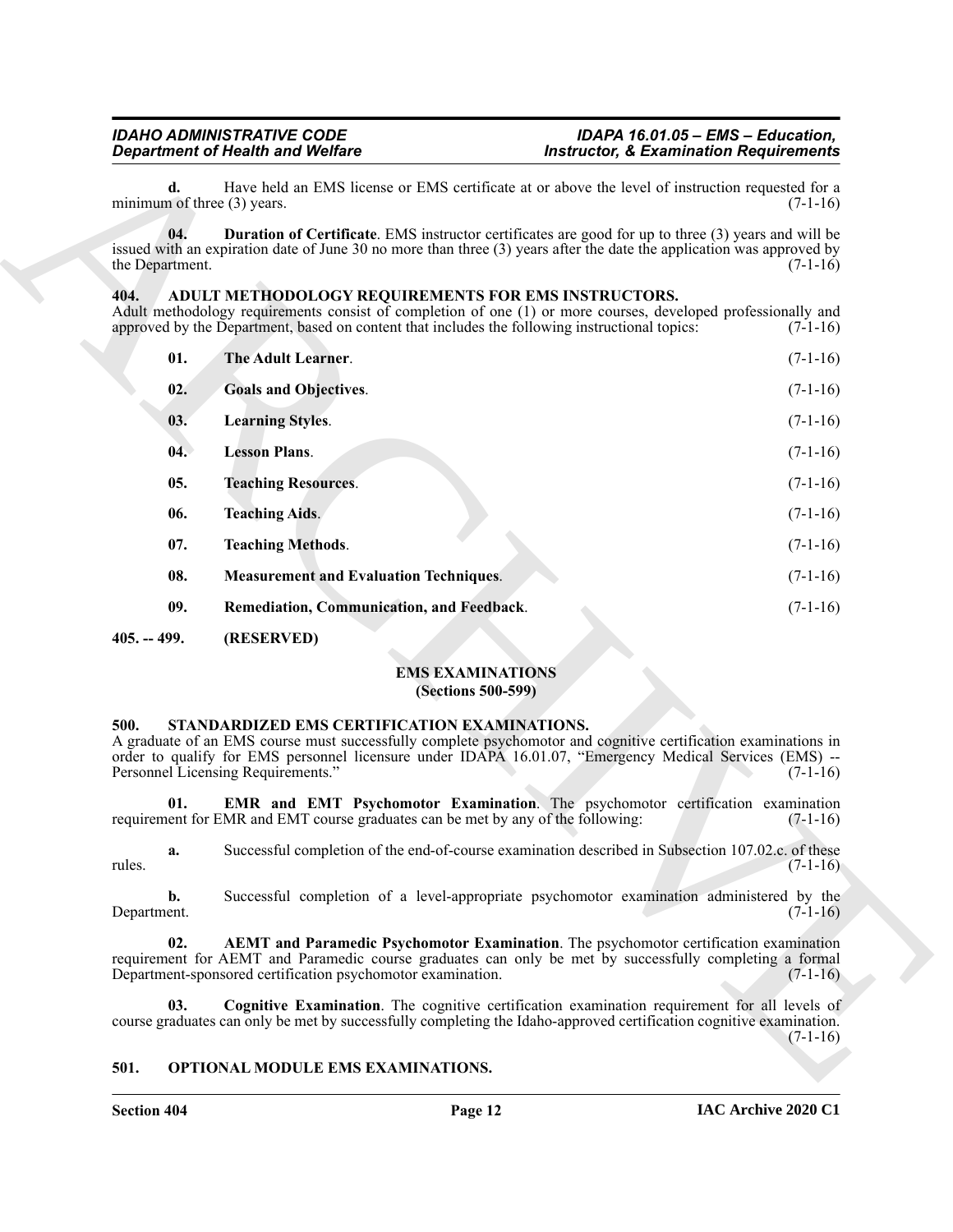**d.** Have held an EMS license or EMS certificate at or above the level of instruction requested for a minimum of three (3) years. (7-1-16)

**04. Duration of Certificate**. EMS instructor certificates are good for up to three (3) years and will be issued with an expiration date of June 30 no more than three (3) years after the date the application was approved by the Department. (7-1-16)

## 404. ADULT METHODOLOGY REQUIREMENTS FOR EMS INSTRUCTORS.

Adult methodology requirements consist of completion of one (1) or more courses, developed professionally and approved by the Department, based on content that includes the following instructional topics: (7-1-16)

**01. The Adult Learner**. (7-1-16)

**02. Goals and Objectives**. (7-1-16)

**03. Learning Styles**. (7-1-16)

**04. Lesson Plans**. (7-1-16)

**05. Teaching Resources**. (7-1-16)

**06. Teaching Aids**. (7-1-16)

**07. Teaching Methods**. (7-1-16)

**08. Measurement and Evaluation Techniques**. (7-1-16)

**09. Remediation, Communication, and Feedback**. (7-1-16)

## 405. -- 499. (RESERVED)

# EMS EXAMINATIONS
# (Sections 500-599)

## 500. STANDARDIZED EMS CERTIFICATION EXAMINATIONS.

A graduate of an EMS course must successfully complete psychomotor and cognitive certification examinations in order to qualify for EMS personnel licensure under IDAPA 16.01.07, "Emergency Medical Services (EMS) -- Personnel Licensing Requirements." (7-1-16)

**01. EMR and EMT Psychomotor Examination**. The psychomotor certification examination requirement for EMR and EMT course graduates can be met by any of the following: (7-1-16)

**a.** Successful completion of the end-of-course examination described in Subsection 107.02.c. of these rules. (7-1-16)

**b.** Successful completion of a level-appropriate psychomotor examination administered by the Department. (7-1-16)

**02. AEMT and Paramedic Psychomotor Examination**. The psychomotor certification examination requirement for AEMT and Paramedic course graduates can only be met by successfully completing a formal Department-sponsored certification psychomotor examination. (7-1-16)

**03. Cognitive Examination**. The cognitive certification examination requirement for all levels of course graduates can only be met by successfully completing the Idaho-approved certification cognitive examination. (7-1-16)

## 501. OPTIONAL MODULE EMS EXAMINATIONS.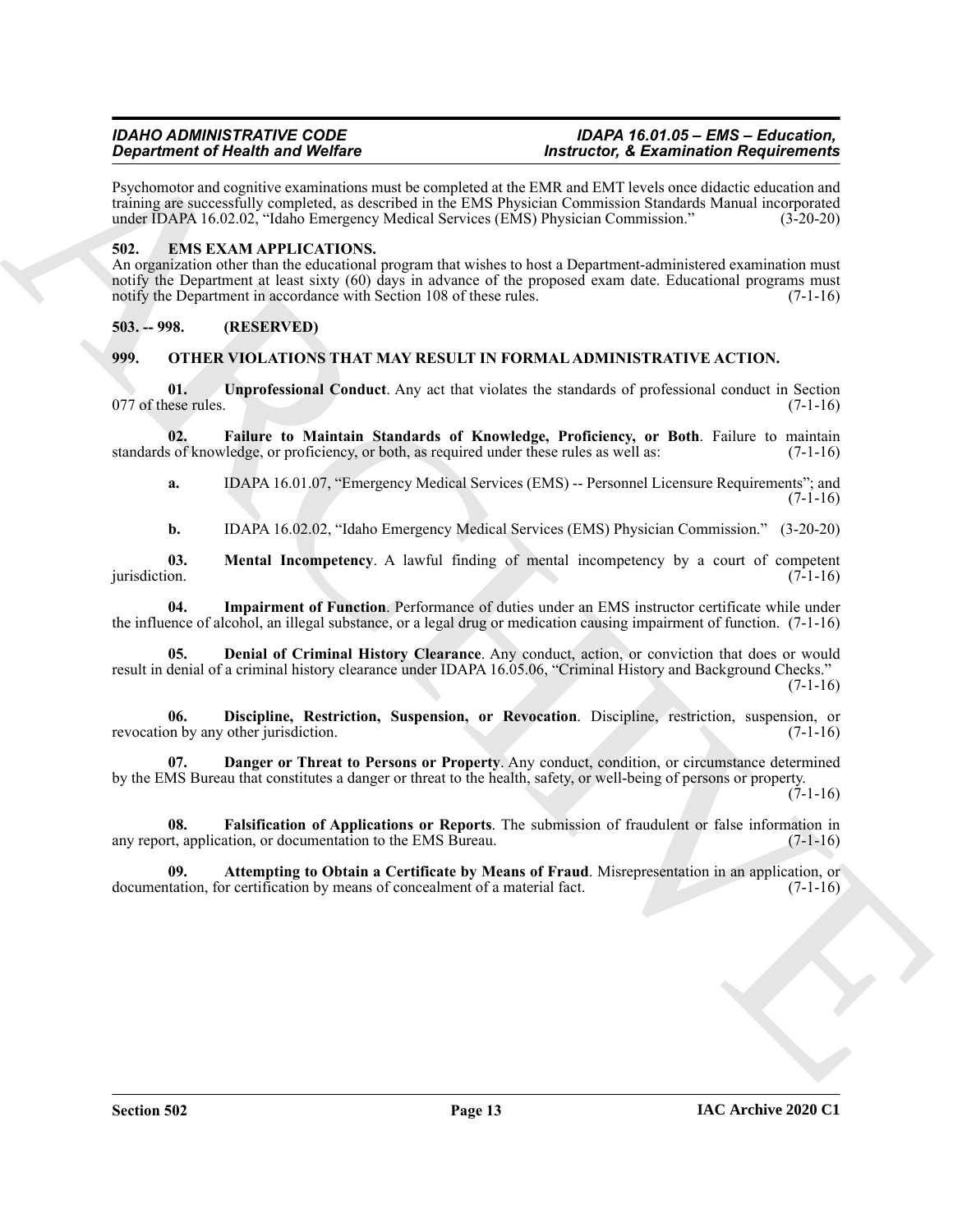Psychomotor and cognitive examinations must be completed at the EMR and EMT levels once didactic education and training are successfully completed, as described in the EMS Physician Commission Standards Manual incorporated under IDAPA 16.02.02, "Idaho Emergency Medical Services (EMS) Physician Commission." (3-20-20)

### 502. EMS EXAM APPLICATIONS.

An organization other than the educational program that wishes to host a Department-administered examination must notify the Department at least sixty (60) days in advance of the proposed exam date. Educational programs must notify the Department in accordance with Section 108 of these rules. (7-1-16)

### 503. -- 998. (RESERVED)

### 999. OTHER VIOLATIONS THAT MAY RESULT IN FORMAL ADMINISTRATIVE ACTION.

**01. Unprofessional Conduct**. Any act that violates the standards of professional conduct in Section 077 of these rules. (7-1-16)

**02. Failure to Maintain Standards of Knowledge, Proficiency, or Both**. Failure to maintain standards of knowledge, or proficiency, or both, as required under these rules as well as: (7-1-16)

**a.** IDAPA 16.01.07, "Emergency Medical Services (EMS) -- Personnel Licensure Requirements"; and (7-1-16)

**b.** IDAPA 16.02.02, "Idaho Emergency Medical Services (EMS) Physician Commission." (3-20-20)

**03. Mental Incompetency**. A lawful finding of mental incompetency by a court of competent jurisdiction. (7-1-16)

**04. Impairment of Function**. Performance of duties under an EMS instructor certificate while under the influence of alcohol, an illegal substance, or a legal drug or medication causing impairment of function. (7-1-16)

**05. Denial of Criminal History Clearance**. Any conduct, action, or conviction that does or would result in denial of a criminal history clearance under IDAPA 16.05.06, "Criminal History and Background Checks." (7-1-16)

**06. Discipline, Restriction, Suspension, or Revocation**. Discipline, restriction, suspension, or revocation by any other jurisdiction. (7-1-16)

**07. Danger or Threat to Persons or Property**. Any conduct, condition, or circumstance determined by the EMS Bureau that constitutes a danger or threat to the health, safety, or well-being of persons or property. (7-1-16)

**08. Falsification of Applications or Reports**. The submission of fraudulent or false information in any report, application, or documentation to the EMS Bureau. (7-1-16)

**09. Attempting to Obtain a Certificate by Means of Fraud**. Misrepresentation in an application, or documentation, for certification by means of concealment of a material fact. (7-1-16)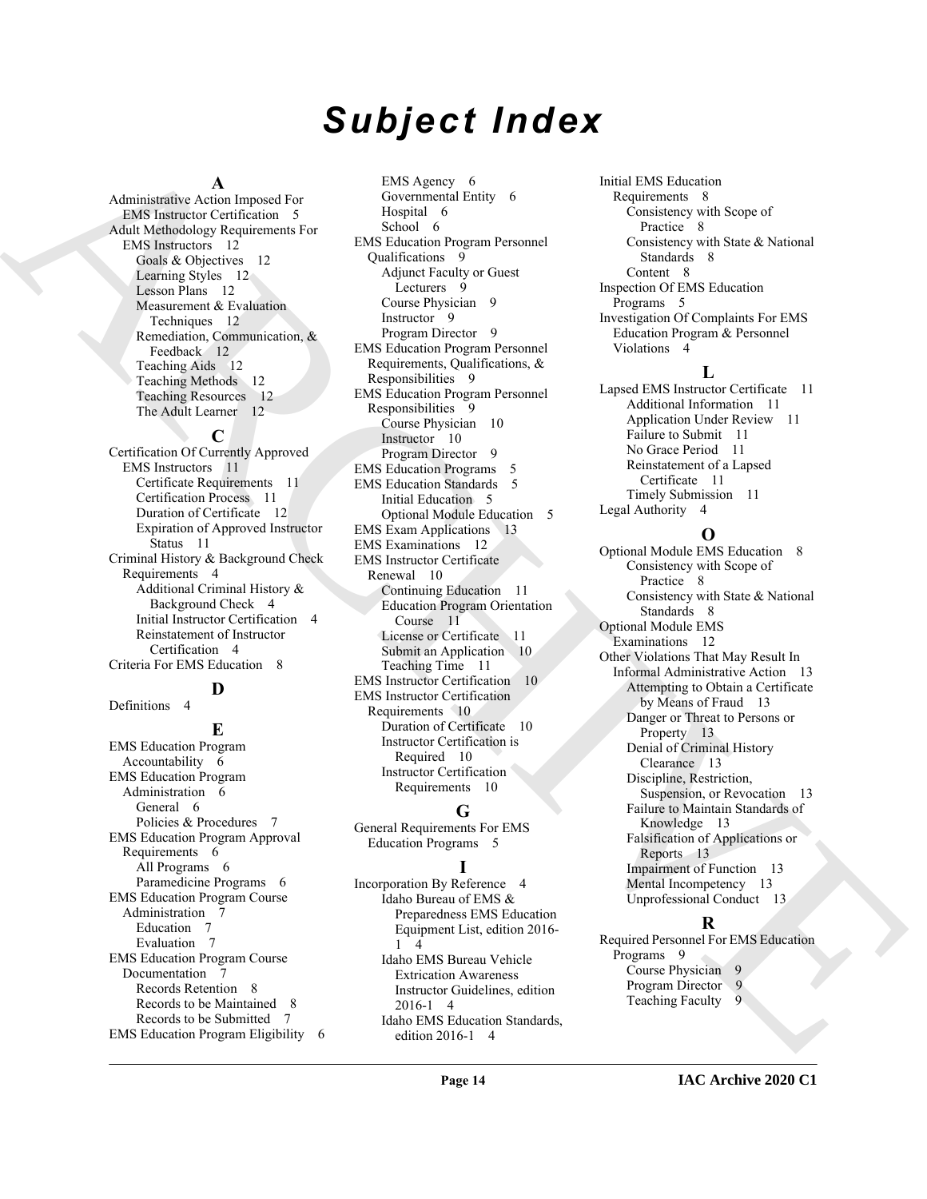# Subject Index

## A

Administrative Action Imposed For EMS Instructor Certification 5
Adult Methodology Requirements For EMS Instructors 12
- Goals & Objectives 12
- Learning Styles 12
- Lesson Plans 12
- Measurement & Evaluation Techniques 12
- Remediation, Communication, & Feedback 12
- Teaching Aids 12
- Teaching Methods 12
- Teaching Resources 12
- The Adult Learner 12

## C

Certification Of Currently Approved EMS Instructors 11
- Certificate Requirements 11
- Certification Process 11
- Duration of Certificate 12
- Expiration of Approved Instructor Status 11

Criminal History & Background Check Requirements 4
- Additional Criminal History & Background Check 4
- Initial Instructor Certification 4
- Reinstatement of Instructor Certification 4

Criteria For EMS Education 8

## D

Definitions 4

## E

EMS Education Program Accountability 6
EMS Education Program Administration 6
- General 6
- Policies & Procedures 7

EMS Education Program Approval Requirements 6
- All Programs 6
- Paramedicine Programs 6

EMS Education Program Course Administration 7
- Education 7
- Evaluation 7

EMS Education Program Course Documentation 7
- Records Retention 8
- Records to be Maintained 8
- Records to be Submitted 7

EMS Education Program Eligibility 6
- EMS Agency 6
- Governmental Entity 6
- Hospital 6
- School 6

EMS Education Program Personnel Qualifications 9
- Adjunct Faculty or Guest Lecturers 9
- Course Physician 9
- Instructor 9
- Program Director 9

EMS Education Program Personnel Requirements, Qualifications, & Responsibilities 9
EMS Education Program Personnel Responsibilities 9
- Course Physician 10
- Instructor 10
- Program Director 9

EMS Education Programs 5
EMS Education Standards 5
- Initial Education 5
- Optional Module Education 5

EMS Exam Applications 13
EMS Examinations 12
EMS Instructor Certificate Renewal 10
- Continuing Education 11
- Education Program Orientation Course 11
- License or Certificate 11
- Submit an Application 10
- Teaching Time 11

EMS Instructor Certification 10
EMS Instructor Certification Requirements 10
- Duration of Certificate 10
- Instructor Certification is Required 10
- Instructor Certification Requirements 10

## G

General Requirements For EMS Education Programs 5

## I

Incorporation By Reference 4
- Idaho Bureau of EMS & Preparedness EMS Education Equipment List, edition 2016-1 4
- Idaho EMS Bureau Vehicle Extrication Awareness Instructor Guidelines, edition 2016-1 4
- Idaho EMS Education Standards, edition 2016-1 4

Initial EMS Education Requirements 8
- Consistency with Scope of Practice 8
- Consistency with State & National Standards 8
- Content 8

Inspection Of EMS Education Programs 5
Investigation Of Complaints For EMS Education Program & Personnel Violations 4

## L

Lapsed EMS Instructor Certificate 11
- Additional Information 11
- Application Under Review 11
- Failure to Submit 11
- No Grace Period 11
- Reinstatement of a Lapsed Certificate 11
- Timely Submission 11

Legal Authority 4

## O

Optional Module EMS Education 8
- Consistency with Scope of Practice 8
- Consistency with State & National Standards 8

Optional Module EMS Examinations 12
Other Violations That May Result In Informal Administrative Action 13
- Attempting to Obtain a Certificate by Means of Fraud 13
- Danger or Threat to Persons or Property 13
- Denial of Criminal History Clearance 13
- Discipline, Restriction, Suspension, or Revocation 13
- Failure to Maintain Standards of Knowledge 13
- Falsification of Applications or Reports 13
- Impairment of Function 13
- Mental Incompetency 13
- Unprofessional Conduct 13

## R

Required Personnel For EMS Education Programs 9
- Course Physician 9
- Program Director 9
- Teaching Faculty 9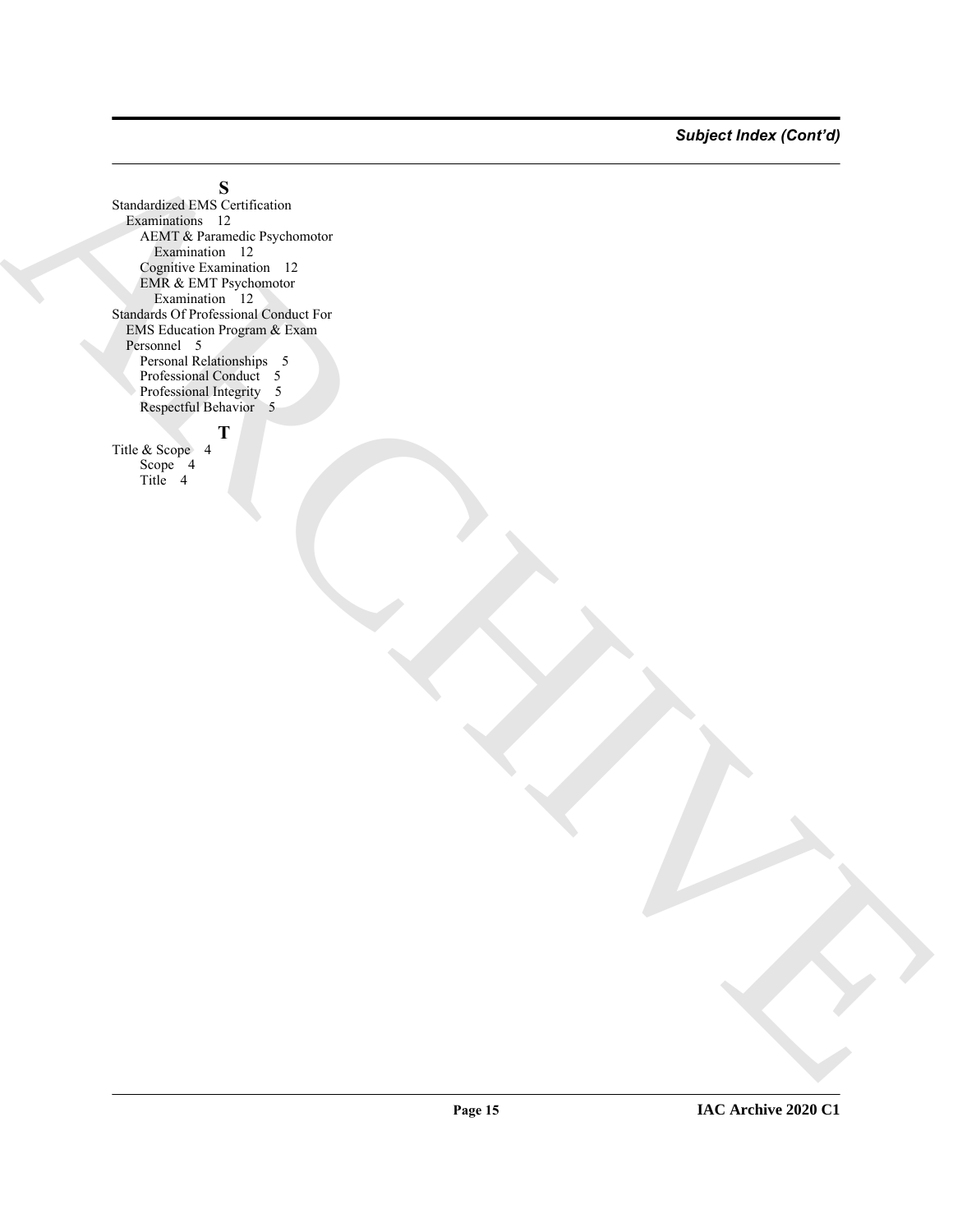## S

Standardized EMS Certification Examinations 12
- AEMT & Paramedic Psychomotor Examination 12
- Cognitive Examination 12
- EMR & EMT Psychomotor Examination 12

Standards Of Professional Conduct For EMS Education Program & Exam Personnel 5
- Personal Relationships 5
- Professional Conduct 5
- Professional Integrity 5
- Respectful Behavior 5

## T

Title & Scope 4
- Scope 4
- Title 4